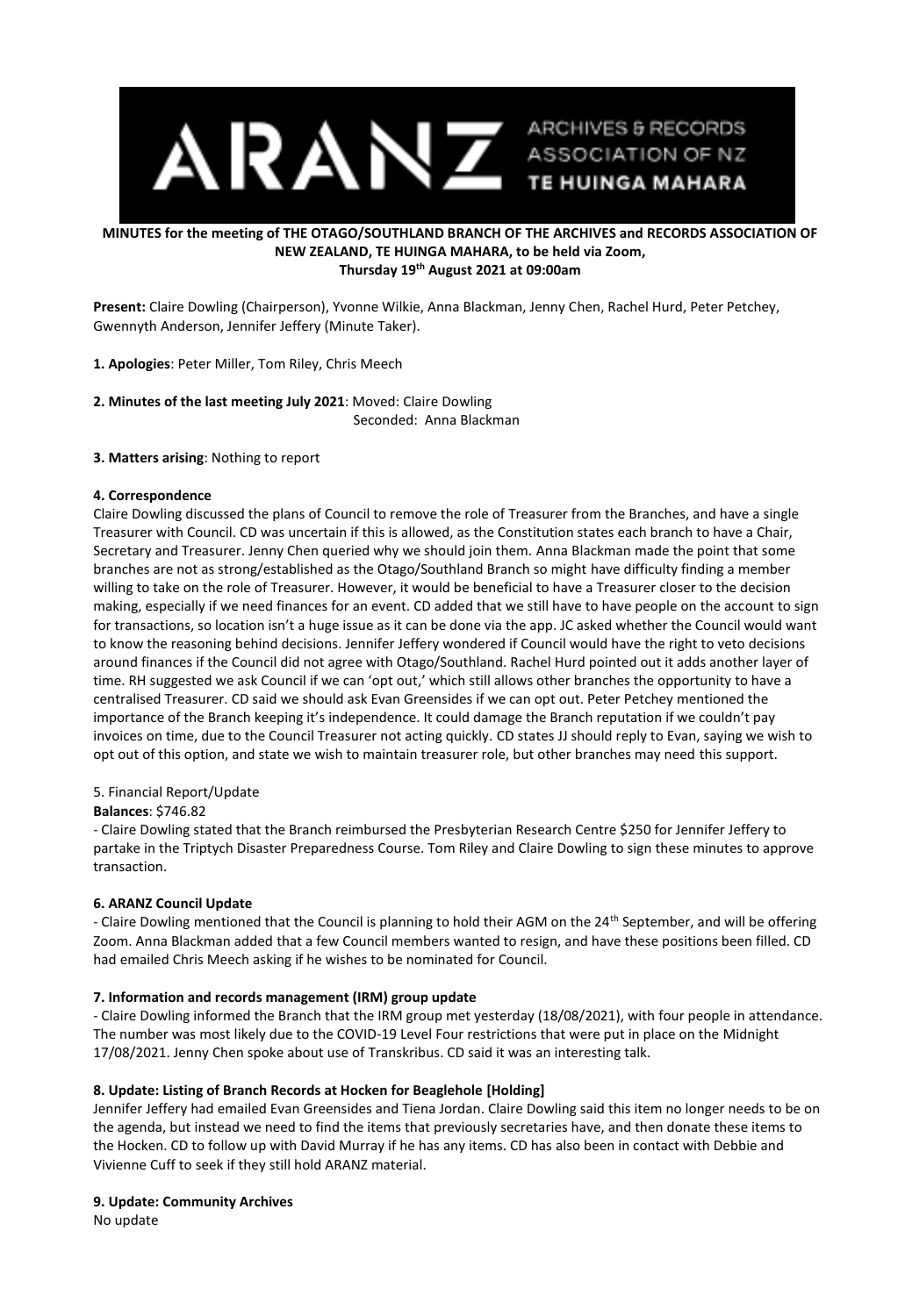ARANZ ARCHIVES & RECORDS ASSOCIATION OF NZ TE HUINGA MAHARA

**MINUTES for the meeting of THE OTAGO/SOUTHLAND BRANCH OF THE ARCHIVES and RECORDS ASSOCIATION OF NEW ZEALAND, TE HUINGA MAHARA, to be held via Zoom, Thursday 19th August 2021 at 09:00am**

**Present:** Claire Dowling (Chairperson), Yvonne Wilkie, Anna Blackman, Jenny Chen, Rachel Hurd, Peter Petchey, Gwennyth Anderson, Jennifer Jeffery (Minute Taker).

**1. Apologies**: Peter Miller, Tom Riley, Chris Meech

**2. Minutes of the last meeting July 2021**: Moved: Claire Dowling
Seconded: Anna Blackman

**3. Matters arising**: Nothing to report

**4. Correspondence**

Claire Dowling discussed the plans of Council to remove the role of Treasurer from the Branches, and have a single Treasurer with Council. CD was uncertain if this is allowed, as the Constitution states each branch to have a Chair, Secretary and Treasurer. Jenny Chen queried why we should join them. Anna Blackman made the point that some branches are not as strong/established as the Otago/Southland Branch so might have difficulty finding a member willing to take on the role of Treasurer. However, it would be beneficial to have a Treasurer closer to the decision making, especially if we need finances for an event. CD added that we still have to have people on the account to sign for transactions, so location isn't a huge issue as it can be done via the app. JC asked whether the Council would want to know the reasoning behind decisions. Jennifer Jeffery wondered if Council would have the right to veto decisions around finances if the Council did not agree with Otago/Southland. Rachel Hurd pointed out it adds another layer of time. RH suggested we ask Council if we can 'opt out,' which still allows other branches the opportunity to have a centralised Treasurer. CD said we should ask Evan Greensides if we can opt out. Peter Petchey mentioned the importance of the Branch keeping it's independence. It could damage the Branch reputation if we couldn't pay invoices on time, due to the Council Treasurer not acting quickly. CD states JJ should reply to Evan, saying we wish to opt out of this option, and state we wish to maintain treasurer role, but other branches may need this support.

5. Financial Report/Update

**Balances**: $746.82

- Claire Dowling stated that the Branch reimbursed the Presbyterian Research Centre $250 for Jennifer Jeffery to partake in the Triptych Disaster Preparedness Course. Tom Riley and Claire Dowling to sign these minutes to approve transaction.

**6. ARANZ Council Update**

- Claire Dowling mentioned that the Council is planning to hold their AGM on the 24th September, and will be offering Zoom. Anna Blackman added that a few Council members wanted to resign, and have these positions been filled. CD had emailed Chris Meech asking if he wishes to be nominated for Council.

**7. Information and records management (IRM) group update**

- Claire Dowling informed the Branch that the IRM group met yesterday (18/08/2021), with four people in attendance. The number was most likely due to the COVID-19 Level Four restrictions that were put in place on the Midnight 17/08/2021. Jenny Chen spoke about use of Transkribus. CD said it was an interesting talk.

**8. Update: Listing of Branch Records at Hocken for Beaglehole [Holding]**

Jennifer Jeffery had emailed Evan Greensides and Tiena Jordan. Claire Dowling said this item no longer needs to be on the agenda, but instead we need to find the items that previously secretaries have, and then donate these items to the Hocken. CD to follow up with David Murray if he has any items. CD has also been in contact with Debbie and Vivienne Cuff to seek if they still hold ARANZ material.

**9. Update: Community Archives**

No update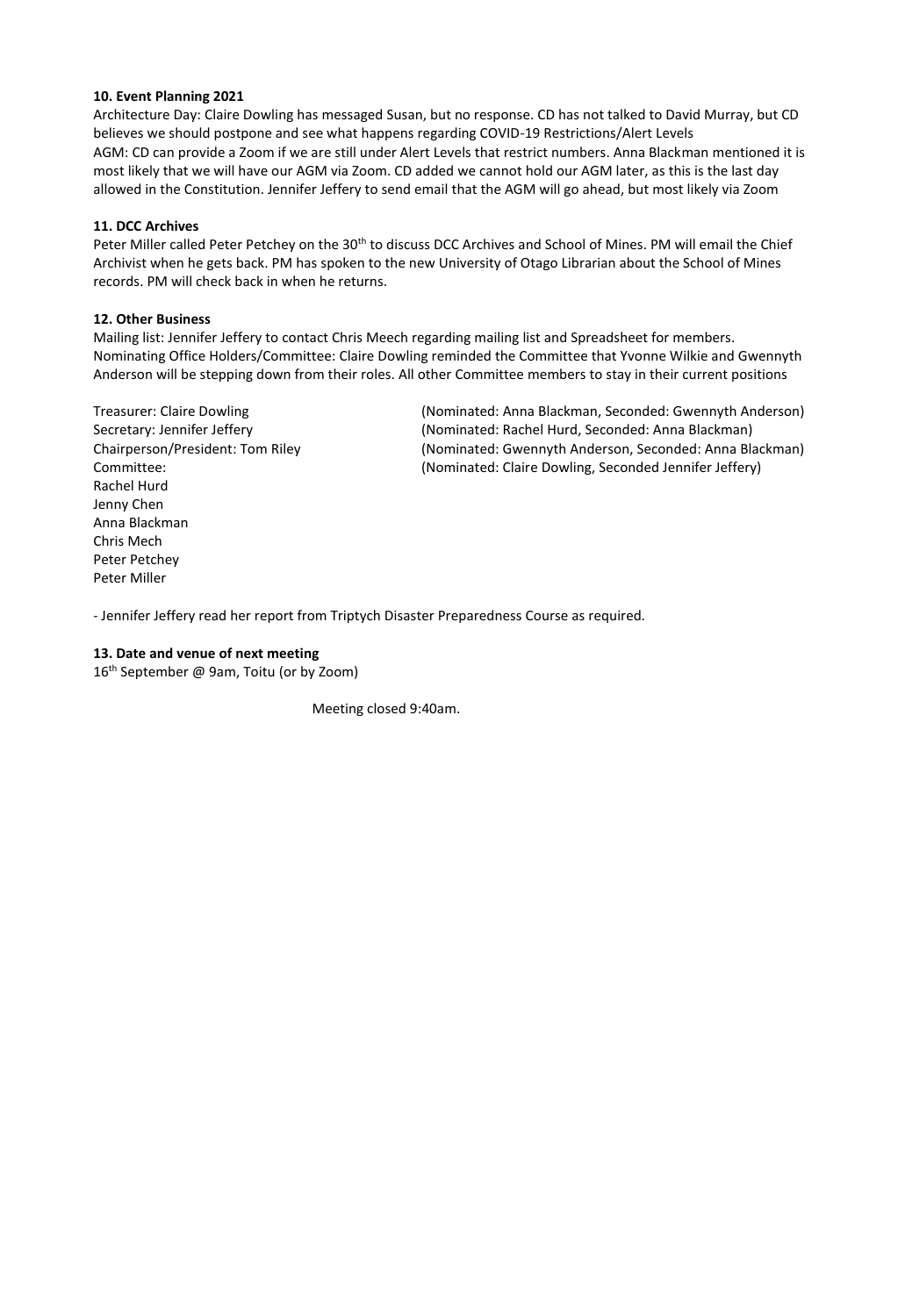**10. Event Planning 2021**

Architecture Day: Claire Dowling has messaged Susan, but no response. CD has not talked to David Murray, but CD believes we should postpone and see what happens regarding COVID-19 Restrictions/Alert Levels

AGM: CD can provide a Zoom if we are still under Alert Levels that restrict numbers. Anna Blackman mentioned it is most likely that we will have our AGM via Zoom. CD added we cannot hold our AGM later, as this is the last day allowed in the Constitution. Jennifer Jeffery to send email that the AGM will go ahead, but most likely via Zoom

**11. DCC Archives**

Peter Miller called Peter Petchey on the 30th to discuss DCC Archives and School of Mines. PM will email the Chief Archivist when he gets back. PM has spoken to the new University of Otago Librarian about the School of Mines records. PM will check back in when he returns.

**12. Other Business**

Mailing list: Jennifer Jeffery to contact Chris Meech regarding mailing list and Spreadsheet for members.

Nominating Office Holders/Committee: Claire Dowling reminded the Committee that Yvonne Wilkie and Gwennyth Anderson will be stepping down from their roles. All other Committee members to stay in their current positions

| | |
|---|---|
| Treasurer: Claire Dowling | (Nominated: Anna Blackman, Seconded: Gwennyth Anderson) |
| Secretary: Jennifer Jeffery | (Nominated: Rachel Hurd, Seconded: Anna Blackman) |
| Chairperson/President: Tom Riley | (Nominated: Gwennyth Anderson, Seconded: Anna Blackman) |
| Committee: | (Nominated: Claire Dowling, Seconded Jennifer Jeffery) |

Rachel Hurd
Jenny Chen
Anna Blackman
Chris Mech
Peter Petchey
Peter Miller

- Jennifer Jeffery read her report from Triptych Disaster Preparedness Course as required.

**13. Date and venue of next meeting**

16th September @ 9am, Toitu (or by Zoom)

Meeting closed 9:40am.